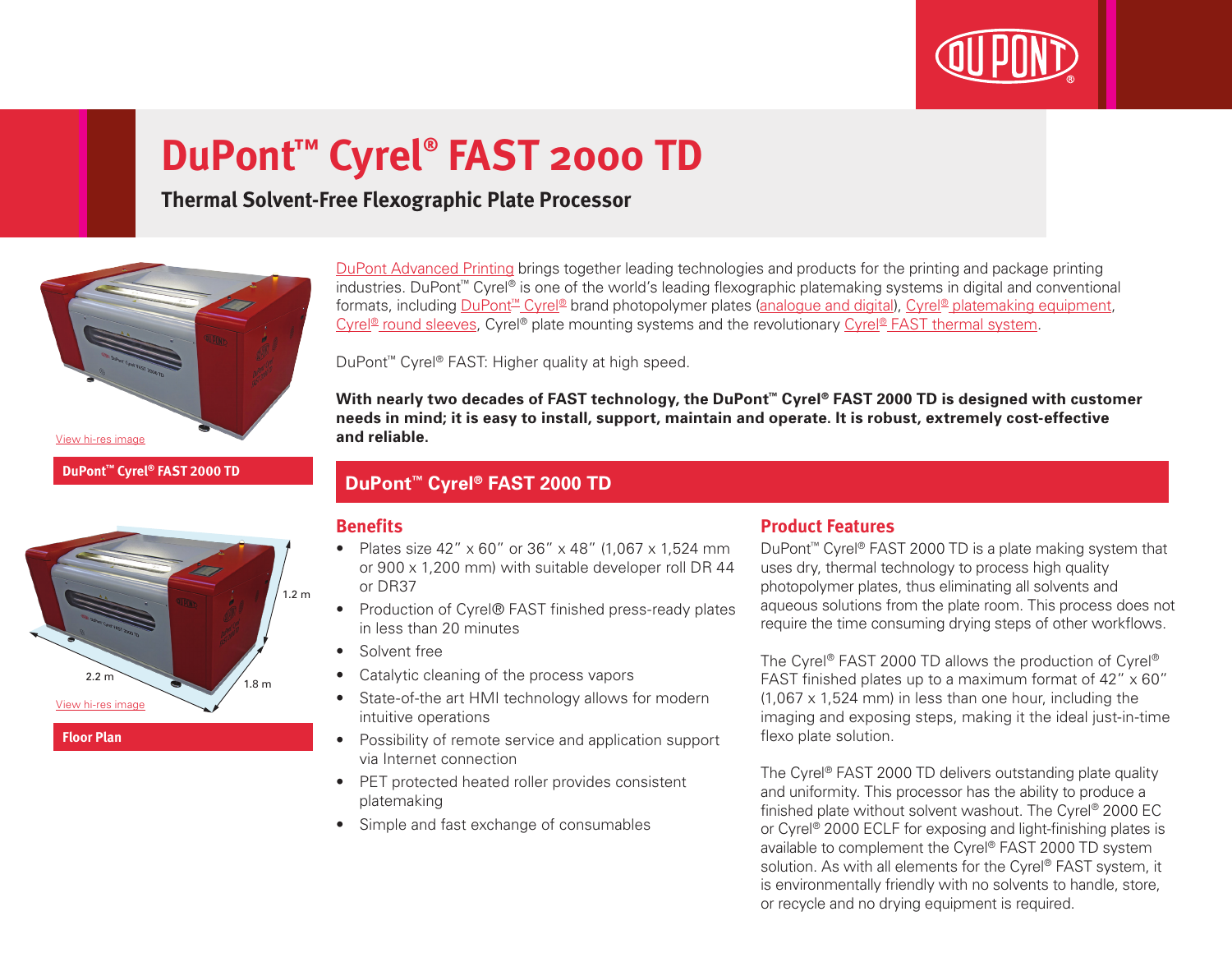# DuPont™ Cyrel® FAST 2000 TD

## Thermal Solvent-Free Flexographic Plate Processor

View hi-res image

**DuPont™ Cyrel® FAST 2000 TD**

1.2 m

2.2 m

1.8 m

View hi-res image

**Floor Plan**

DuPont Advanced Printing brings together leading technologies and products for the printing and package printing industries. DuPont™ Cyrel® is one of the world's leading flexographic platemaking systems in digital and conventional formats, including DuPont™ Cyrel® brand photopolymer plates (analogue and digital), Cyrel® platemaking equipment, Cyrel® round sleeves, Cyrel® plate mounting systems and the revolutionary Cyrel® FAST thermal system.

DuPont™ Cyrel® FAST: Higher quality at high speed.

**With nearly two decades of FAST technology, the DuPont™ Cyrel® FAST 2000 TD is designed with customer needs in mind; it is easy to install, support, maintain and operate. It is robust, extremely cost-effective and reliable.**

## DuPont™ Cyrel® FAST 2000 TD

### Benefits

- Plates size 42" x 60" or 36" x 48" (1,067 x 1,524 mm or 900 x 1,200 mm) with suitable developer roll DR 44 or DR37
- Production of Cyrel® FAST finished press-ready plates in less than 20 minutes
- Solvent free
- Catalytic cleaning of the process vapors
- State-of-the art HMI technology allows for modern intuitive operations
- Possibility of remote service and application support via Internet connection
- PET protected heated roller provides consistent platemaking
- Simple and fast exchange of consumables

### Product Features

DuPont™ Cyrel® FAST 2000 TD is a plate making system that uses dry, thermal technology to process high quality photopolymer plates, thus eliminating all solvents and aqueous solutions from the plate room. This process does not require the time consuming drying steps of other workflows.

The Cyrel® FAST 2000 TD allows the production of Cyrel® FAST finished plates up to a maximum format of 42" x 60" (1,067 x 1,524 mm) in less than one hour, including the imaging and exposing steps, making it the ideal just-in-time flexo plate solution.

The Cyrel® FAST 2000 TD delivers outstanding plate quality and uniformity. This processor has the ability to produce a finished plate without solvent washout. The Cyrel® 2000 EC or Cyrel® 2000 ECLF for exposing and light-finishing plates is available to complement the Cyrel® FAST 2000 TD system solution. As with all elements for the Cyrel® FAST system, it is environmentally friendly with no solvents to handle, store, or recycle and no drying equipment is required.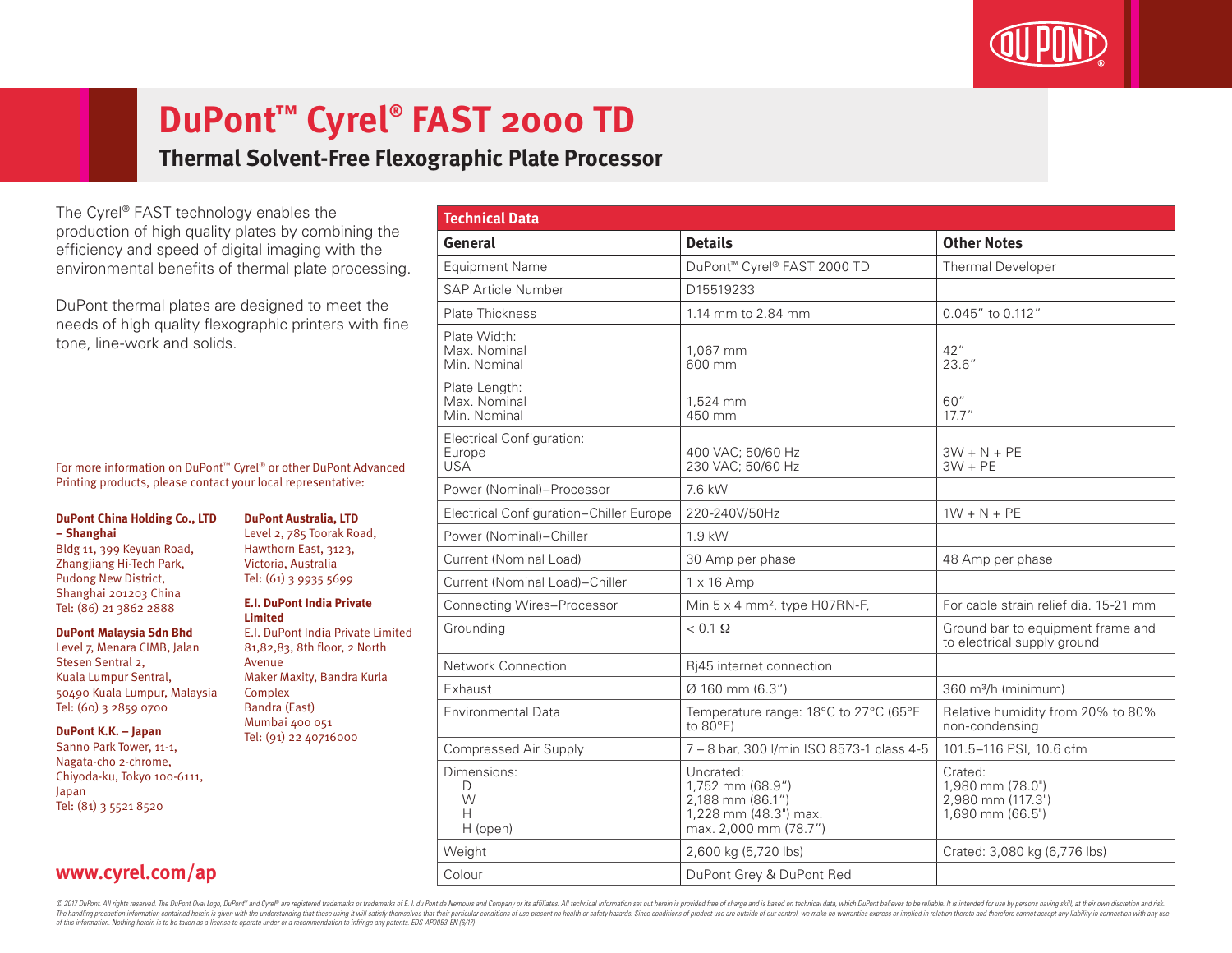# DuPont™ Cyrel® FAST 2000 TD

## Thermal Solvent-Free Flexographic Plate Processor

The Cyrel® FAST technology enables the production of high quality plates by combining the efficiency and speed of digital imaging with the environmental benefits of thermal plate processing.

DuPont thermal plates are designed to meet the needs of high quality flexographic printers with fine tone, line-work and solids.

For more information on DuPont™ Cyrel® or other DuPont Advanced Printing products, please contact your local representative:

**DuPont China Holding Co., LTD – Shanghai**
Bldg 11, 399 Keyuan Road,
Zhangjiang Hi-Tech Park,
Pudong New District,
Shanghai 201203 China
Tel: (86) 21 3862 2888

**DuPont Malaysia Sdn Bhd**
Level 7, Menara CIMB, Jalan
Stesen Sentral 2,
Kuala Lumpur Sentral,
50490 Kuala Lumpur, Malaysia
Tel: (60) 3 2859 0700

**DuPont K.K. – Japan**
Sanno Park Tower, 11-1,
Nagata-cho 2-chrome,
Chiyoda-ku, Tokyo 100-6111,
Japan
Tel: (81) 3 5521 8520

**DuPont Australia, LTD**
Level 2, 785 Toorak Road,
Hawthorn East, 3123,
Victoria, Australia
Tel: (61) 3 9935 5699

**E.I. DuPont India Private Limited**
E.I. DuPont India Private Limited
81,82,83, 8th floor, 2 North Avenue
Maker Maxity, Bandra Kurla Complex
Bandra (East)
Mumbai 400 051
Tel: (91) 22 40716000

**www.cyrel.com/ap**

| Technical Data | | |
|---|---|---|
| **General** | **Details** | **Other Notes** |
| Equipment Name | DuPont™ Cyrel® FAST 2000 TD | Thermal Developer |
| SAP Article Number | D15519233 | |
| Plate Thickness | 1.14 mm to 2.84 mm | 0.045" to 0.112" |
| Plate Width:<br>Max. Nominal<br>Min. Nominal | <br>1,067 mm<br>600 mm | <br>42"<br>23.6" |
| Plate Length:<br>Max. Nominal<br>Min. Nominal | <br>1,524 mm<br>450 mm | <br>60"<br>17.7" |
| Electrical Configuration:<br>Europe<br>USA | <br>400 VAC; 50/60 Hz<br>230 VAC; 50/60 Hz | <br>3W + N + PE<br>3W + PE |
| Power (Nominal)–Processor | 7.6 kW | |
| Electrical Configuration–Chiller Europe | 220-240V/50Hz | 1W + N + PE |
| Power (Nominal)–Chiller | 1.9 kW | |
| Current (Nominal Load) | 30 Amp per phase | 48 Amp per phase |
| Current (Nominal Load)–Chiller | 1 x 16 Amp | |
| Connecting Wires–Processor | Min 5 x 4 mm², type H07RN-F, | For cable strain relief dia. 15-21 mm |
| Grounding | < 0.1 Ω | Ground bar to equipment frame and to electrical supply ground |
| Network Connection | Rj45 internet connection | |
| Exhaust | Ø 160 mm (6.3") | 360 m³/h (minimum) |
| Environmental Data | Temperature range: 18°C to 27°C (65°F to 80°F) | Relative humidity from 20% to 80% non-condensing |
| Compressed Air Supply | 7 – 8 bar, 300 l/min ISO 8573-1 class 4-5 | 101.5–116 PSI, 10.6 cfm |
| Dimensions:<br>D<br>W<br>H<br>H (open) | Uncrated:<br>1,752 mm (68.9")<br>2,188 mm (86.1")<br>1,228 mm (48.3") max.<br>max. 2,000 mm (78.7") | Crated:<br>1,980 mm (78.0")<br>2,980 mm (117.3")<br>1,690 mm (66.5") |
| Weight | 2,600 kg (5,720 lbs) | Crated: 3,080 kg (6,776 lbs) |
| Colour | DuPont Grey & DuPont Red | |

© 2017 DuPont. All rights reserved. The DuPont Oval Logo, DuPont™ and Cyrel® are registered trademarks or trademarks of E. I. du Pont de Nemours and Company or its affiliates. All technical information set out herein is provided free of charge and is based on technical data, which DuPont believes to be reliable. It is intended for use by persons having skill, at their own discretion and risk. The handling precaution information contained herein is given with the understanding that those using it will satisfy themselves that their particular conditions of use present no health or safety hazards. Since conditions of product use are outside of our control, we make no warranties express or implied in relation thereto and therefore cannot accept any liability in connection with any use of this information. Nothing herein is to be taken as a license to operate under or a recommendation to infringe any patents. EDS-AP0053-EN (6/17)